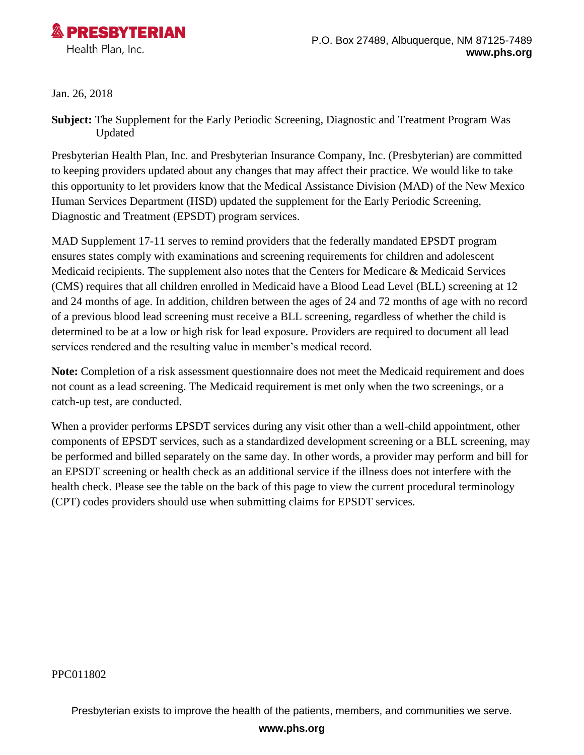**PRESBYTERIAN**
Health Plan, Inc.

P.O. Box 27489, Albuquerque, NM 87125-7489
**www.phs.org**

Jan. 26, 2018

**Subject:** The Supplement for the Early Periodic Screening, Diagnostic and Treatment Program Was Updated

Presbyterian Health Plan, Inc. and Presbyterian Insurance Company, Inc. (Presbyterian) are committed to keeping providers updated about any changes that may affect their practice. We would like to take this opportunity to let providers know that the Medical Assistance Division (MAD) of the New Mexico Human Services Department (HSD) updated the supplement for the Early Periodic Screening, Diagnostic and Treatment (EPSDT) program services.

MAD Supplement 17-11 serves to remind providers that the federally mandated EPSDT program ensures states comply with examinations and screening requirements for children and adolescent Medicaid recipients. The supplement also notes that the Centers for Medicare & Medicaid Services (CMS) requires that all children enrolled in Medicaid have a Blood Lead Level (BLL) screening at 12 and 24 months of age. In addition, children between the ages of 24 and 72 months of age with no record of a previous blood lead screening must receive a BLL screening, regardless of whether the child is determined to be at a low or high risk for lead exposure. Providers are required to document all lead services rendered and the resulting value in member's medical record.

**Note:** Completion of a risk assessment questionnaire does not meet the Medicaid requirement and does not count as a lead screening. The Medicaid requirement is met only when the two screenings, or a catch-up test, are conducted.

When a provider performs EPSDT services during any visit other than a well-child appointment, other components of EPSDT services, such as a standardized development screening or a BLL screening, may be performed and billed separately on the same day. In other words, a provider may perform and bill for an EPSDT screening or health check as an additional service if the illness does not interfere with the health check. Please see the table on the back of this page to view the current procedural terminology (CPT) codes providers should use when submitting claims for EPSDT services.

PPC011802

Presbyterian exists to improve the health of the patients, members, and communities we serve.

**www.phs.org**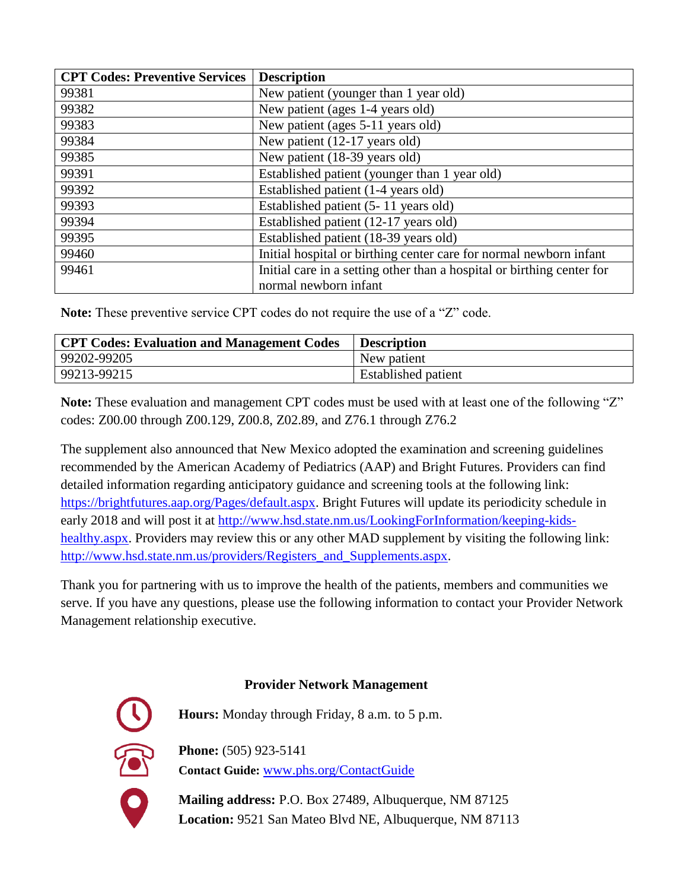| CPT Codes: Preventive Services | Description |
|---|---|
| 99381 | New patient (younger than 1 year old) |
| 99382 | New patient (ages 1-4 years old) |
| 99383 | New patient (ages 5-11 years old) |
| 99384 | New patient (12-17 years old) |
| 99385 | New patient (18-39 years old) |
| 99391 | Established patient (younger than 1 year old) |
| 99392 | Established patient (1-4 years old) |
| 99393 | Established patient (5- 11 years old) |
| 99394 | Established patient (12-17 years old) |
| 99395 | Established patient (18-39 years old) |
| 99460 | Initial hospital or birthing center care for normal newborn infant |
| 99461 | Initial care in a setting other than a hospital or birthing center for normal newborn infant |

**Note:** These preventive service CPT codes do not require the use of a "Z" code.

| CPT Codes: Evaluation and Management Codes | Description |
|---|---|
| 99202-99205 | New patient |
| 99213-99215 | Established patient |

**Note:** These evaluation and management CPT codes must be used with at least one of the following "Z" codes: Z00.00 through Z00.129, Z00.8, Z02.89, and Z76.1 through Z76.2

The supplement also announced that New Mexico adopted the examination and screening guidelines recommended by the American Academy of Pediatrics (AAP) and Bright Futures. Providers can find detailed information regarding anticipatory guidance and screening tools at the following link: https://brightfutures.aap.org/Pages/default.aspx. Bright Futures will update its periodicity schedule in early 2018 and will post it at http://www.hsd.state.nm.us/LookingForInformation/keeping-kids-healthy.aspx. Providers may review this or any other MAD supplement by visiting the following link: http://www.hsd.state.nm.us/providers/Registers_and_Supplements.aspx.

Thank you for partnering with us to improve the health of the patients, members and communities we serve. If you have any questions, please use the following information to contact your Provider Network Management relationship executive.

**Provider Network Management**

**Hours:** Monday through Friday, 8 a.m. to 5 p.m.

**Phone:** (505) 923-5141
**Contact Guide:** www.phs.org/ContactGuide

**Mailing address:** P.O. Box 27489, Albuquerque, NM 87125
**Location:** 9521 San Mateo Blvd NE, Albuquerque, NM 87113